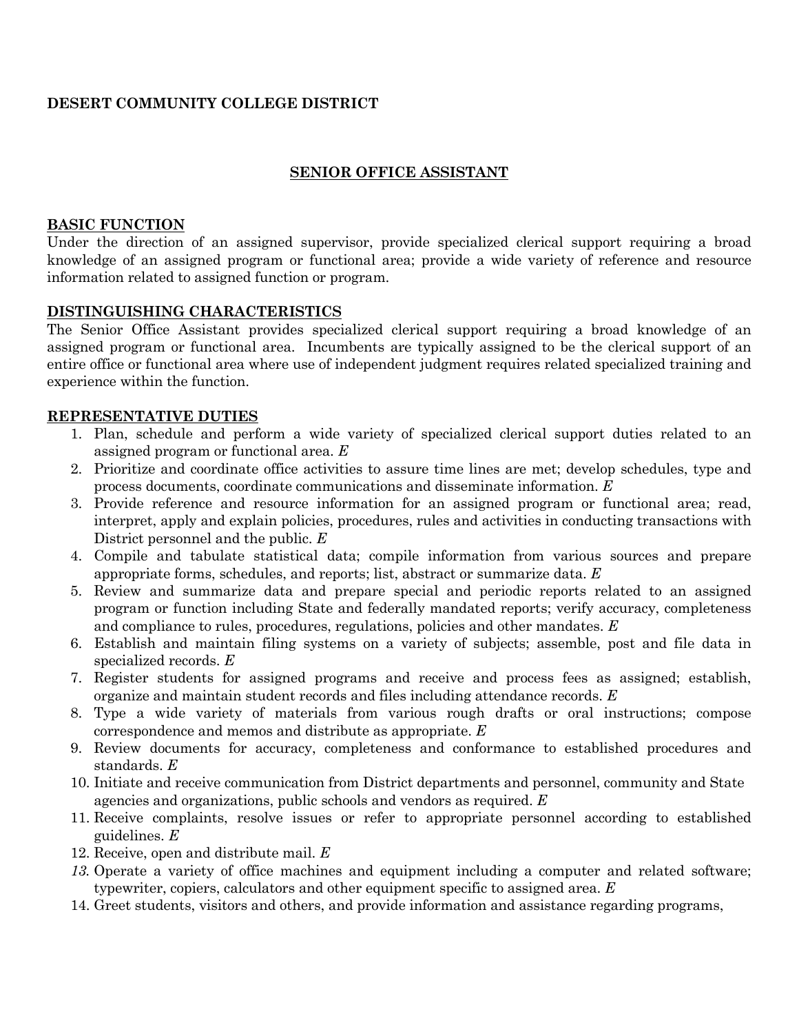**DESERT COMMUNITY COLLEGE DISTRICT**

# SENIOR OFFICE ASSISTANT

## BASIC FUNCTION

Under the direction of an assigned supervisor, provide specialized clerical support requiring a broad knowledge of an assigned program or functional area; provide a wide variety of reference and resource information related to assigned function or program.

## DISTINGUISHING CHARACTERISTICS

The Senior Office Assistant provides specialized clerical support requiring a broad knowledge of an assigned program or functional area. Incumbents are typically assigned to be the clerical support of an entire office or functional area where use of independent judgment requires related specialized training and experience within the function.

## REPRESENTATIVE DUTIES

1. Plan, schedule and perform a wide variety of specialized clerical support duties related to an assigned program or functional area. *E*
2. Prioritize and coordinate office activities to assure time lines are met; develop schedules, type and process documents, coordinate communications and disseminate information. *E*
3. Provide reference and resource information for an assigned program or functional area; read, interpret, apply and explain policies, procedures, rules and activities in conducting transactions with District personnel and the public. *E*
4. Compile and tabulate statistical data; compile information from various sources and prepare appropriate forms, schedules, and reports; list, abstract or summarize data. *E*
5. Review and summarize data and prepare special and periodic reports related to an assigned program or function including State and federally mandated reports; verify accuracy, completeness and compliance to rules, procedures, regulations, policies and other mandates. *E*
6. Establish and maintain filing systems on a variety of subjects; assemble, post and file data in specialized records. *E*
7. Register students for assigned programs and receive and process fees as assigned; establish, organize and maintain student records and files including attendance records. *E*
8. Type a wide variety of materials from various rough drafts or oral instructions; compose correspondence and memos and distribute as appropriate. *E*
9. Review documents for accuracy, completeness and conformance to established procedures and standards. *E*
10. Initiate and receive communication from District departments and personnel, community and State agencies and organizations, public schools and vendors as required. *E*
11. Receive complaints, resolve issues or refer to appropriate personnel according to established guidelines. *E*
12. Receive, open and distribute mail. *E*
13. Operate a variety of office machines and equipment including a computer and related software; typewriter, copiers, calculators and other equipment specific to assigned area. *E*
14. Greet students, visitors and others, and provide information and assistance regarding programs,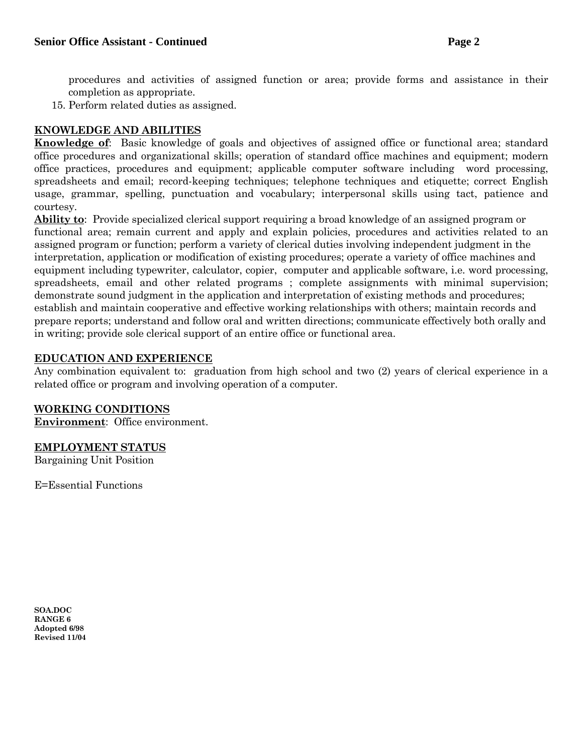procedures and activities of assigned function or area; provide forms and assistance in their completion as appropriate.

15. Perform related duties as assigned.

## KNOWLEDGE AND ABILITIES

**Knowledge of**: Basic knowledge of goals and objectives of assigned office or functional area; standard office procedures and organizational skills; operation of standard office machines and equipment; modern office practices, procedures and equipment; applicable computer software including word processing, spreadsheets and email; record-keeping techniques; telephone techniques and etiquette; correct English usage, grammar, spelling, punctuation and vocabulary; interpersonal skills using tact, patience and courtesy.

**Ability to**: Provide specialized clerical support requiring a broad knowledge of an assigned program or functional area; remain current and apply and explain policies, procedures and activities related to an assigned program or function; perform a variety of clerical duties involving independent judgment in the interpretation, application or modification of existing procedures; operate a variety of office machines and equipment including typewriter, calculator, copier, computer and applicable software, i.e. word processing, spreadsheets, email and other related programs ; complete assignments with minimal supervision; demonstrate sound judgment in the application and interpretation of existing methods and procedures; establish and maintain cooperative and effective working relationships with others; maintain records and prepare reports; understand and follow oral and written directions; communicate effectively both orally and in writing; provide sole clerical support of an entire office or functional area.

## EDUCATION AND EXPERIENCE

Any combination equivalent to: graduation from high school and two (2) years of clerical experience in a related office or program and involving operation of a computer.

## WORKING CONDITIONS

**Environment**: Office environment.

## EMPLOYMENT STATUS

Bargaining Unit Position

E=Essential Functions

**SOA.DOC**
**RANGE 6**
**Adopted 6/98**
**Revised 11/04**